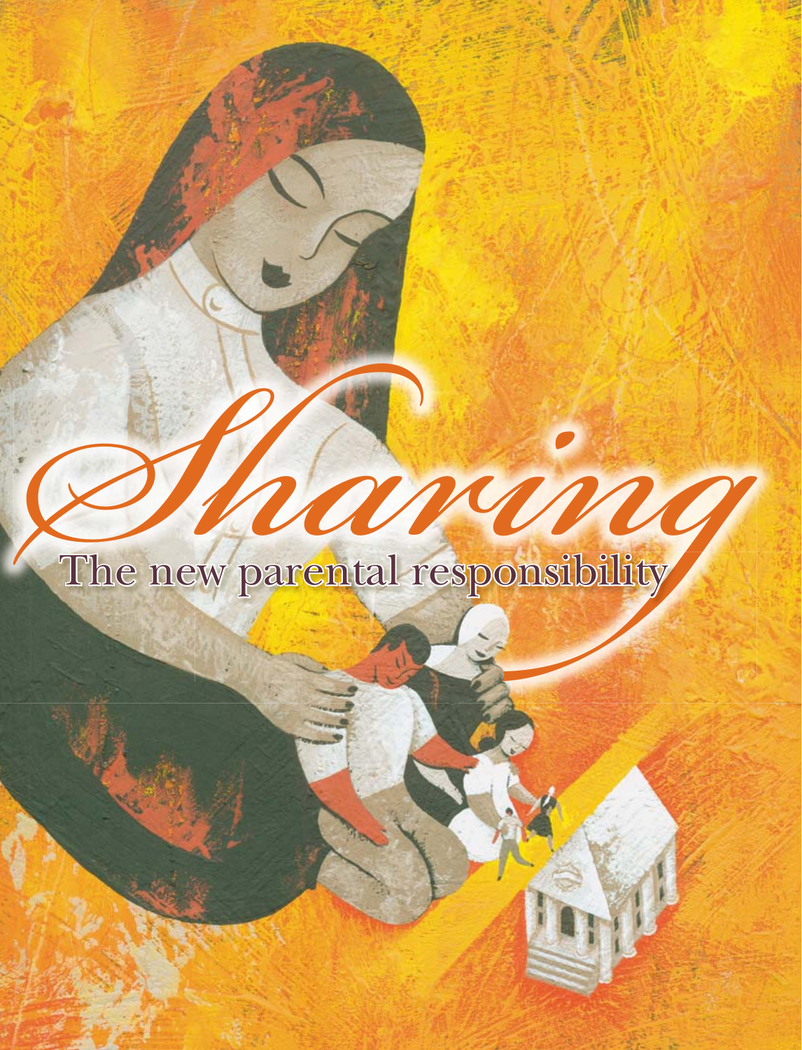# Sharing

## The new parental responsibility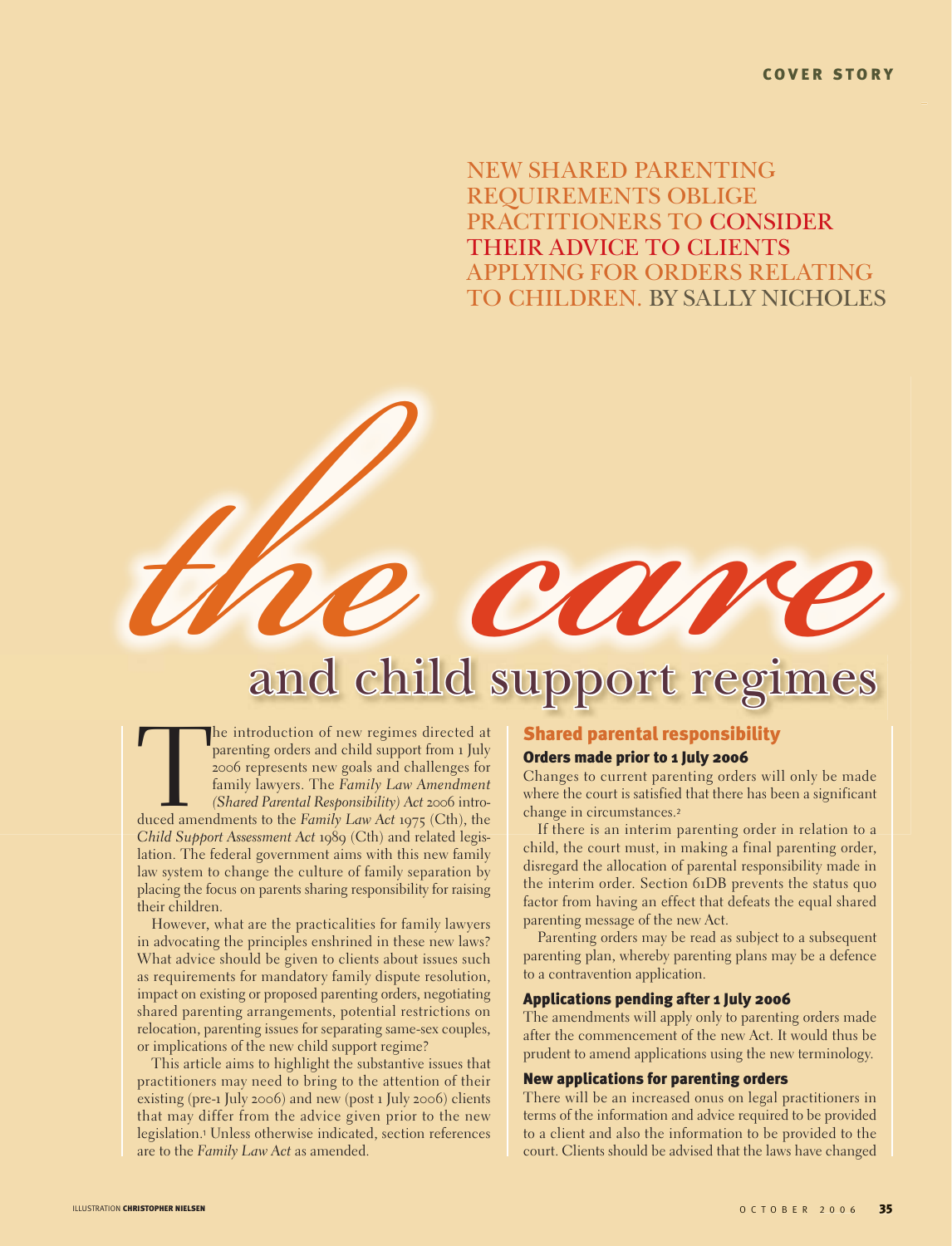NEW SHARED PARENTING REQUIREMENTS OBLIGE PRACTITIONERS TO CONSIDER THEIR ADVICE TO CLIENTS APPLYING FOR ORDERS RELATING TO CHILDREN. BY SALLY NICHOLES

# *the care* and child support regimes

The introduction of new regimes directed at parenting orders and child support from 1 July 2006 represents new goals and challenges for family lawyers. The *Family Law Amendment (Shared Parental Responsibility) Act* 2006 introduced amendments to the *Family Law Act* 1975 (Cth), the *Child Support Assessment Act* 1989 (Cth) and related legislation. The federal government aims with this new family law system to change the culture of family separation by placing the focus on parents sharing responsibility for raising their children.

However, what are the practicalities for family lawyers in advocating the principles enshrined in these new laws? What advice should be given to clients about issues such as requirements for mandatory family dispute resolution, impact on existing or proposed parenting orders, negotiating shared parenting arrangements, potential restrictions on relocation, parenting issues for separating same-sex couples, or implications of the new child support regime?

This article aims to highlight the substantive issues that practitioners may need to bring to the attention of their existing (pre-1 July 2006) and new (post 1 July 2006) clients that may differ from the advice given prior to the new legislation.[1] Unless otherwise indicated, section references are to the *Family Law Act* as amended.

## Shared parental responsibility

### Orders made prior to 1 July 2006

Changes to current parenting orders will only be made where the court is satisfied that there has been a significant change in circumstances.[2]

If there is an interim parenting order in relation to a child, the court must, in making a final parenting order, disregard the allocation of parental responsibility made in the interim order. Section 61DB prevents the status quo factor from having an effect that defeats the equal shared parenting message of the new Act.

Parenting orders may be read as subject to a subsequent parenting plan, whereby parenting plans may be a defence to a contravention application.

### Applications pending after 1 July 2006

The amendments will apply only to parenting orders made after the commencement of the new Act. It would thus be prudent to amend applications using the new terminology.

### New applications for parenting orders

There will be an increased onus on legal practitioners in terms of the information and advice required to be provided to a client and also the information to be provided to the court. Clients should be advised that the laws have changed

ILLUSTRATION CHRISTOPHER NIELSEN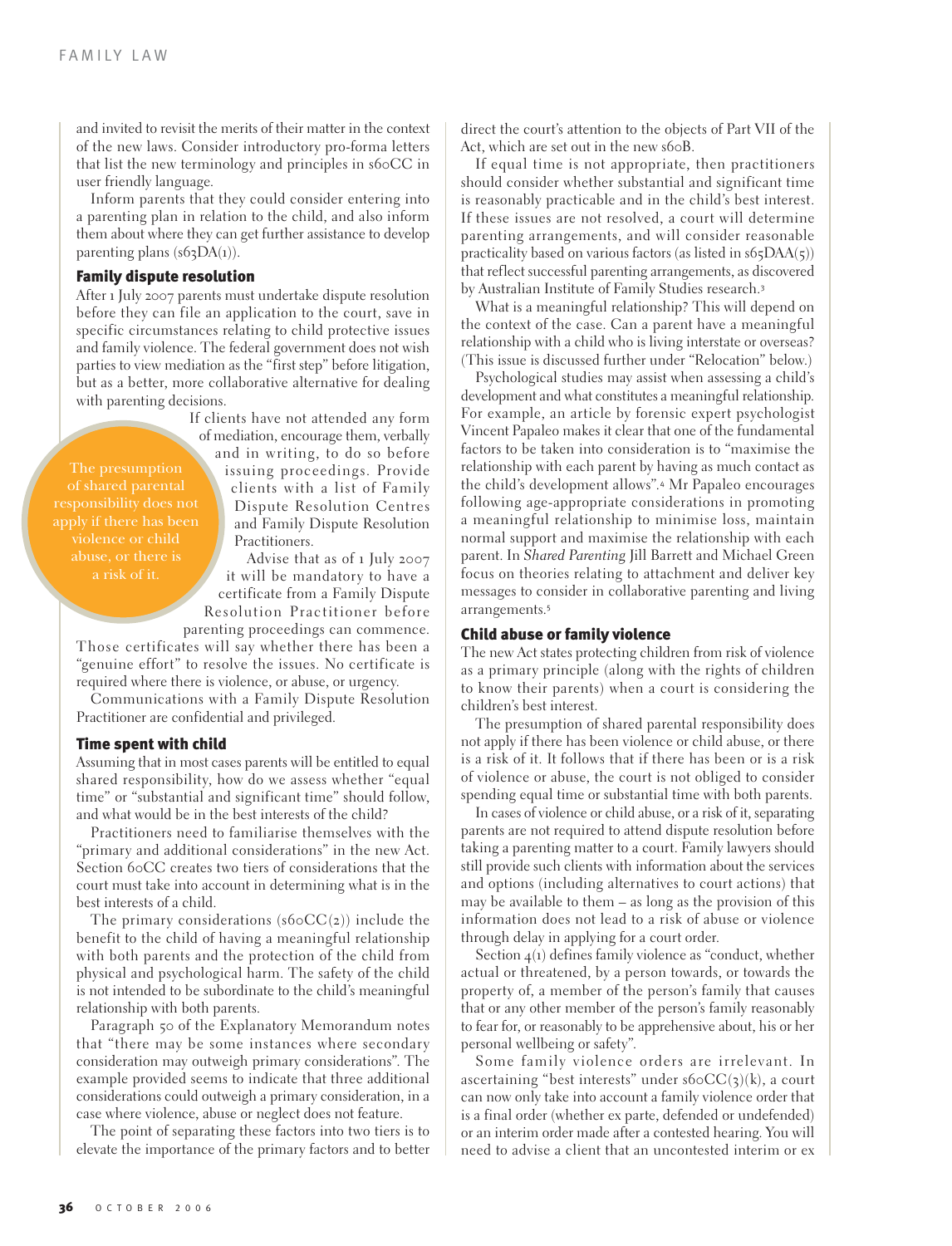and invited to revisit the merits of their matter in the context of the new laws. Consider introductory pro-forma letters that list the new terminology and principles in s60CC in user friendly language.

Inform parents that they could consider entering into a parenting plan in relation to the child, and also inform them about where they can get further assistance to develop parenting plans (s63DA(1)).

## Family dispute resolution

After 1 July 2007 parents must undertake dispute resolution before they can file an application to the court, save in specific circumstances relating to child protective issues and family violence. The federal government does not wish parties to view mediation as the "first step" before litigation, but as a better, more collaborative alternative for dealing with parenting decisions.

If clients have not attended any form of mediation, encourage them, verbally and in writing, to do so before issuing proceedings. Provide clients with a list of Family Dispute Resolution Centres and Family Dispute Resolution Practitioners.

Advise that as of 1 July 2007 it will be mandatory to have a certificate from a Family Dispute Resolution Practitioner before parenting proceedings can commence. Those certificates will say whether there has been a "genuine effort" to resolve the issues. No certificate is required where there is violence, or abuse, or urgency.

Communications with a Family Dispute Resolution Practitioner are confidential and privileged.

> The presumption of shared parental responsibility does not apply if there has been violence or child abuse, or there is a risk of it.

## Time spent with child

Assuming that in most cases parents will be entitled to equal shared responsibility, how do we assess whether "equal time" or "substantial and significant time" should follow, and what would be in the best interests of the child?

Practitioners need to familiarise themselves with the "primary and additional considerations" in the new Act. Section 60CC creates two tiers of considerations that the court must take into account in determining what is in the best interests of a child.

The primary considerations (s60CC(2)) include the benefit to the child of having a meaningful relationship with both parents and the protection of the child from physical and psychological harm. The safety of the child is not intended to be subordinate to the child's meaningful relationship with both parents.

Paragraph 50 of the Explanatory Memorandum notes that "there may be some instances where secondary consideration may outweigh primary considerations". The example provided seems to indicate that three additional considerations could outweigh a primary consideration, in a case where violence, abuse or neglect does not feature.

The point of separating these factors into two tiers is to elevate the importance of the primary factors and to better direct the court's attention to the objects of Part VII of the Act, which are set out in the new s60B.

If equal time is not appropriate, then practitioners should consider whether substantial and significant time is reasonably practicable and in the child's best interest. If these issues are not resolved, a court will determine parenting arrangements, and will consider reasonable practicality based on various factors (as listed in s65DAA(5)) that reflect successful parenting arrangements, as discovered by Australian Institute of Family Studies research.[3]

What is a meaningful relationship? This will depend on the context of the case. Can a parent have a meaningful relationship with a child who is living interstate or overseas? (This issue is discussed further under "Relocation" below.)

Psychological studies may assist when assessing a child's development and what constitutes a meaningful relationship. For example, an article by forensic expert psychologist Vincent Papaleo makes it clear that one of the fundamental factors to be taken into consideration is to "maximise the relationship with each parent by having as much contact as the child's development allows".[4] Mr Papaleo encourages following age-appropriate considerations in promoting a meaningful relationship to minimise loss, maintain normal support and maximise the relationship with each parent. In *Shared Parenting* Jill Barrett and Michael Green focus on theories relating to attachment and deliver key messages to consider in collaborative parenting and living arrangements.[5]

## Child abuse or family violence

The new Act states protecting children from risk of violence as a primary principle (along with the rights of children to know their parents) when a court is considering the children's best interest.

The presumption of shared parental responsibility does not apply if there has been violence or child abuse, or there is a risk of it. It follows that if there has been or is a risk of violence or abuse, the court is not obliged to consider spending equal time or substantial time with both parents.

In cases of violence or child abuse, or a risk of it, separating parents are not required to attend dispute resolution before taking a parenting matter to a court. Family lawyers should still provide such clients with information about the services and options (including alternatives to court actions) that may be available to them – as long as the provision of this information does not lead to a risk of abuse or violence through delay in applying for a court order.

Section 4(1) defines family violence as "conduct, whether actual or threatened, by a person towards, or towards the property of, a member of the person's family that causes that or any other member of the person's family reasonably to fear for, or reasonably to be apprehensive about, his or her personal wellbeing or safety".

Some family violence orders are irrelevant. In ascertaining "best interests" under s60CC(3)(k), a court can now only take into account a family violence order that is a final order (whether ex parte, defended or undefended) or an interim order made after a contested hearing. You will need to advise a client that an uncontested interim or ex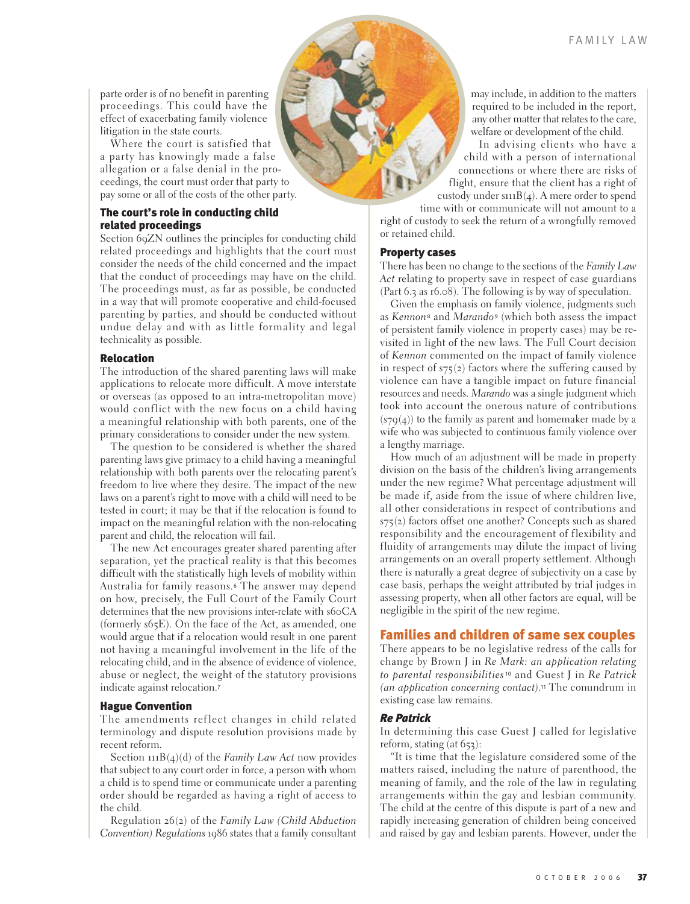parte order is of no benefit in parenting proceedings. This could have the effect of exacerbating family violence litigation in the state courts.

Where the court is satisfied that a party has knowingly made a false allegation or a false denial in the proceedings, the court must order that party to pay some or all of the costs of the other party.

### The court's role in conducting child related proceedings

Section 69ZN outlines the principles for conducting child related proceedings and highlights that the court must consider the needs of the child concerned and the impact that the conduct of proceedings may have on the child. The proceedings must, as far as possible, be conducted in a way that will promote cooperative and child-focused parenting by parties, and should be conducted without undue delay and with as little formality and legal technicality as possible.

### Relocation

The introduction of the shared parenting laws will make applications to relocate more difficult. A move interstate or overseas (as opposed to an intra-metropolitan move) would conflict with the new focus on a child having a meaningful relationship with both parents, one of the primary considerations to consider under the new system.

The question to be considered is whether the shared parenting laws give primacy to a child having a meaningful relationship with both parents over the relocating parent's freedom to live where they desire. The impact of the new laws on a parent's right to move with a child will need to be tested in court; it may be that if the relocation is found to impact on the meaningful relation with the non-relocating parent and child, the relocation will fail.

The new Act encourages greater shared parenting after separation, yet the practical reality is that this becomes difficult with the statistically high levels of mobility within Australia for family reasons.[6] The answer may depend on how, precisely, the Full Court of the Family Court determines that the new provisions inter-relate with s60CA (formerly s65E). On the face of the Act, as amended, one would argue that if a relocation would result in one parent not having a meaningful involvement in the life of the relocating child, and in the absence of evidence of violence, abuse or neglect, the weight of the statutory provisions indicate against relocation.[7]

### Hague Convention

The amendments reflect changes in child related terminology and dispute resolution provisions made by recent reform.

Section 111B(4)(d) of the *Family Law Act* now provides that subject to any court order in force, a person with whom a child is to spend time or communicate under a parenting order should be regarded as having a right of access to the child.

Regulation 26(2) of the *Family Law (Child Abduction Convention) Regulations* 1986 states that a family consultant may include, in addition to the matters required to be included in the report, any other matter that relates to the care, welfare or development of the child.

In advising clients who have a child with a person of international connections or where there are risks of flight, ensure that the client has a right of custody under s111B(4). A mere order to spend time with or communicate will not amount to a right of custody to seek the return of a wrongfully removed or retained child.

### Property cases

There has been no change to the sections of the *Family Law Act* relating to property save in respect of case guardians (Part 6.3 as r6.08). The following is by way of speculation.

Given the emphasis on family violence, judgments such as *Kennon*[8] and *Marando*[9] (which both assess the impact of persistent family violence in property cases) may be re-visited in light of the new laws. The Full Court decision of *Kennon* commented on the impact of family violence in respect of s75(2) factors where the suffering caused by violence can have a tangible impact on future financial resources and needs. *Marando* was a single judgment which took into account the onerous nature of contributions (s79(4)) to the family as parent and homemaker made by a wife who was subjected to continuous family violence over a lengthy marriage.

How much of an adjustment will be made in property division on the basis of the children's living arrangements under the new regime? What percentage adjustment will be made if, aside from the issue of where children live, all other considerations in respect of contributions and s75(2) factors offset one another? Concepts such as shared responsibility and the encouragement of flexibility and fluidity of arrangements may dilute the impact of living arrangements on an overall property settlement. Although there is naturally a great degree of subjectivity on a case by case basis, perhaps the weight attributed by trial judges in assessing property, when all other factors are equal, will be negligible in the spirit of the new regime.

## Families and children of same sex couples

There appears to be no legislative redress of the calls for change by Brown J in *Re Mark: an application relating to parental responsibilities*[10] and Guest J in *Re Patrick (an application concerning contact)*.[11] The conundrum in existing case law remains.

### *Re Patrick*

In determining this case Guest J called for legislative reform, stating (at 653):

"It is time that the legislature considered some of the matters raised, including the nature of parenthood, the meaning of family, and the role of the law in regulating arrangements within the gay and lesbian community. The child at the centre of this dispute is part of a new and rapidly increasing generation of children being conceived and raised by gay and lesbian parents. However, under the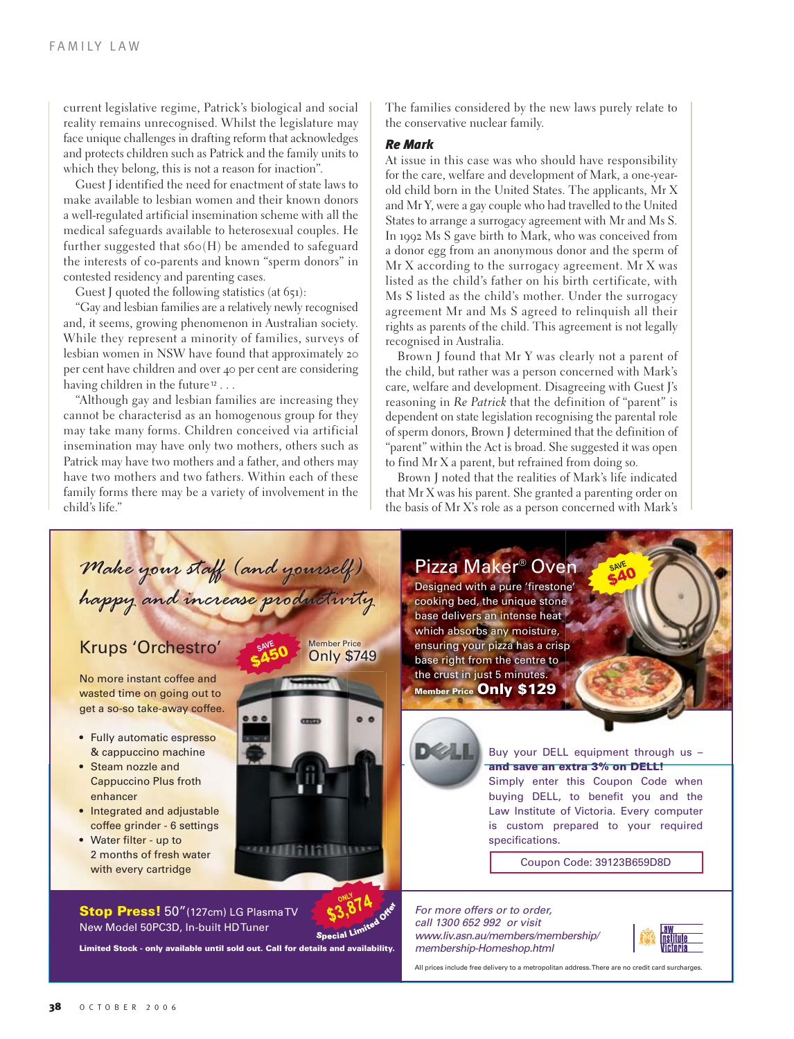current legislative regime, Patrick's biological and social reality remains unrecognised. Whilst the legislature may face unique challenges in drafting reform that acknowledges and protects children such as Patrick and the family units to which they belong, this is not a reason for inaction".

Guest J identified the need for enactment of state laws to make available to lesbian women and their known donors a well-regulated artificial insemination scheme with all the medical safeguards available to heterosexual couples. He further suggested that s60(H) be amended to safeguard the interests of co-parents and known "sperm donors" in contested residency and parenting cases.

Guest J quoted the following statistics (at 651):

"Gay and lesbian families are a relatively newly recognised and, it seems, growing phenomenon in Australian society. While they represent a minority of families, surveys of lesbian women in NSW have found that approximately 20 per cent have children and over 40 per cent are considering having children in the future[12] . . .

"Although gay and lesbian families are increasing they cannot be characterisd as an homogenous group for they may take many forms. Children conceived via artificial insemination may have only two mothers, others such as Patrick may have two mothers and a father, and others may have two mothers and two fathers. Within each of these family forms there may be a variety of involvement in the child's life."

The families considered by the new laws purely relate to the conservative nuclear family.

### *Re Mark*

At issue in this case was who should have responsibility for the care, welfare and development of Mark, a one-year-old child born in the United States. The applicants, Mr X and Mr Y, were a gay couple who had travelled to the United States to arrange a surrogacy agreement with Mr and Ms S. In 1992 Ms S gave birth to Mark, who was conceived from a donor egg from an anonymous donor and the sperm of Mr X according to the surrogacy agreement. Mr X was listed as the child's father on his birth certificate, with Ms S listed as the child's mother. Under the surrogacy agreement Mr and Ms S agreed to relinquish all their rights as parents of the child. This agreement is not legally recognised in Australia.

Brown J found that Mr Y was clearly not a parent of the child, but rather was a person concerned with Mark's care, welfare and development. Disagreeing with Guest J's reasoning in *Re Patrick* that the definition of "parent" is dependent on state legislation recognising the parental role of sperm donors, Brown J determined that the definition of "parent" within the Act is broad. She suggested it was open to find Mr X a parent, but refrained from doing so.

Brown J noted that the realities of Mark's life indicated that Mr X was his parent. She granted a parenting order on the basis of Mr X's role as a person concerned with Mark's

*Make your staff (and yourself) happy and increase productivity*

**Krups 'Orchestro'** — SAVE $450 — Member Price Only $749

No more instant coffee and wasted time on going out to get a so-so take-away coffee.

- Fully automatic espresso & cappuccino machine
- Steam nozzle and Cappuccino Plus froth enhancer
- Integrated and adjustable coffee grinder - 6 settings
- Water filter - up to 2 months of fresh water with every cartridge

**Pizza Maker® Oven** — SAVE $40

Designed with a pure 'firestone' cooking bed, the unique stone base delivers an intense heat which absorbs any moisture, ensuring your pizza has a crisp base right from the centre to the crust in just 5 minutes.

**Member Price Only $129**

Buy your DELL equipment through us – **and save an extra 3% on DELL!** Simply enter this Coupon Code when buying DELL, to benefit you and the Law Institute of Victoria. Every computer is custom prepared to your required specifications.

Coupon Code: 39123B659D8D

**Stop Press!** 50" (127cm) LG Plasma TV New Model 50PC3D, In-built HD Tuner — ONLY $3,874 Special Limited Offer

**Limited Stock - only available until sold out. Call for details and availability.**

*For more offers or to order, call 1300 652 992 or visit www.liv.asn.au/members/membership/membership-Homeshop.html*

Law Institute Victoria

All prices include free delivery to a metropolitan address. There are no credit card surcharges.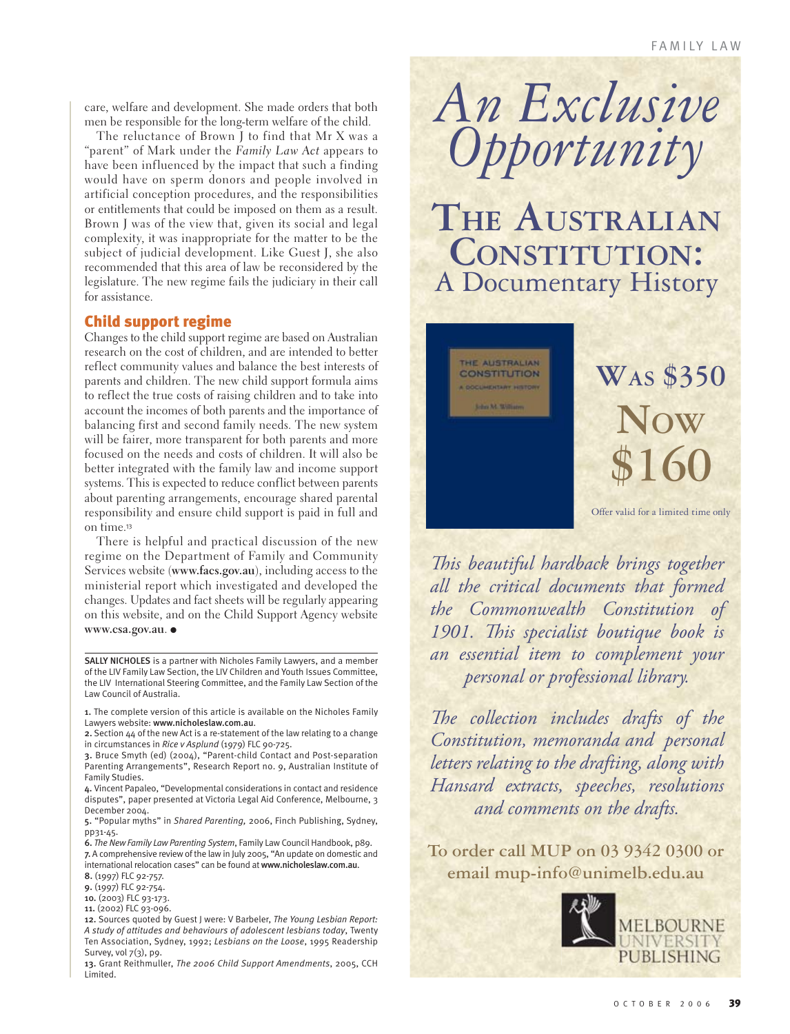care, welfare and development. She made orders that both men be responsible for the long-term welfare of the child.

The reluctance of Brown J to find that Mr X was a "parent" of Mark under the *Family Law Act* appears to have been influenced by the impact that such a finding would have on sperm donors and people involved in artificial conception procedures, and the responsibilities or entitlements that could be imposed on them as a result. Brown J was of the view that, given its social and legal complexity, it was inappropriate for the matter to be the subject of judicial development. Like Guest J, she also recommended that this area of law be reconsidered by the legislature. The new regime fails the judiciary in their call for assistance.

## Child support regime

Changes to the child support regime are based on Australian research on the cost of children, and are intended to better reflect community values and balance the best interests of parents and children. The new child support formula aims to reflect the true costs of raising children and to take into account the incomes of both parents and the importance of balancing first and second family needs. The new system will be fairer, more transparent for both parents and more focused on the needs and costs of children. It will also be better integrated with the family law and income support systems. This is expected to reduce conflict between parents about parenting arrangements, encourage shared parental responsibility and ensure child support is paid in full and on time.[13]

There is helpful and practical discussion of the new regime on the Department of Family and Community Services website (**www.facs.gov.au**), including access to the ministerial report which investigated and developed the changes. Updates and fact sheets will be regularly appearing on this website, and on the Child Support Agency website **www.csa.gov.au**. ●

---

**SALLY NICHOLES** is a partner with Nicholes Family Lawyers, and a member of the LIV Family Law Section, the LIV Children and Youth Issues Committee, the LIV International Steering Committee, and the Family Law Section of the Law Council of Australia.

1. The complete version of this article is available on the Nicholes Family Lawyers website: **www.nicholeslaw.com.au**.
2. Section 44 of the new Act is a re-statement of the law relating to a change in circumstances in *Rice v Asplund* (1979) FLC 90-725.
3. Bruce Smyth (ed) (2004), "Parent-child Contact and Post-separation Parenting Arrangements", Research Report no. 9, Australian Institute of Family Studies.
4. Vincent Papaleo, "Developmental considerations in contact and residence disputes", paper presented at Victoria Legal Aid Conference, Melbourne, 3 December 2004.
5. "Popular myths" in *Shared Parenting*, 2006, Finch Publishing, Sydney, pp31-45.
6. *The New Family Law Parenting System*, Family Law Council Handbook, p89.
7. A comprehensive review of the law in July 2005, "An update on domestic and international relocation cases" can be found at **www.nicholeslaw.com.au**.
8. (1997) FLC 92-757.
9. (1997) FLC 92-754.
10. (2003) FLC 93-173.
11. (2002) FLC 93-096.
12. Sources quoted by Guest J were: V Barbeler, *The Young Lesbian Report: A study of attitudes and behaviours of adolescent lesbians today*, Twenty Ten Association, Sydney, 1992; *Lesbians on the Loose*, 1995 Readership Survey, vol 7(3), p9.
13. Grant Reithmuller, *The 2006 Child Support Amendments*, 2005, CCH Limited.

---

*An Exclusive Opportunity*

**THE AUSTRALIAN CONSTITUTION:**
A Documentary History

THE AUSTRALIAN CONSTITUTION
A DOCUMENTARY HISTORY
John M. Williams

**WAS $350**
**NOW $160**

Offer valid for a limited time only

*This beautiful hardback brings together all the critical documents that formed the Commonwealth Constitution of 1901. This specialist boutique book is an essential item to complement your personal or professional library.*

*The collection includes drafts of the Constitution, memoranda and personal letters relating to the drafting, along with Hansard extracts, speeches, resolutions and comments on the drafts.*

**To order call MUP on 03 9342 0300 or email mup-info@unimelb.edu.au**

MELBOURNE UNIVERSITY PUBLISHING